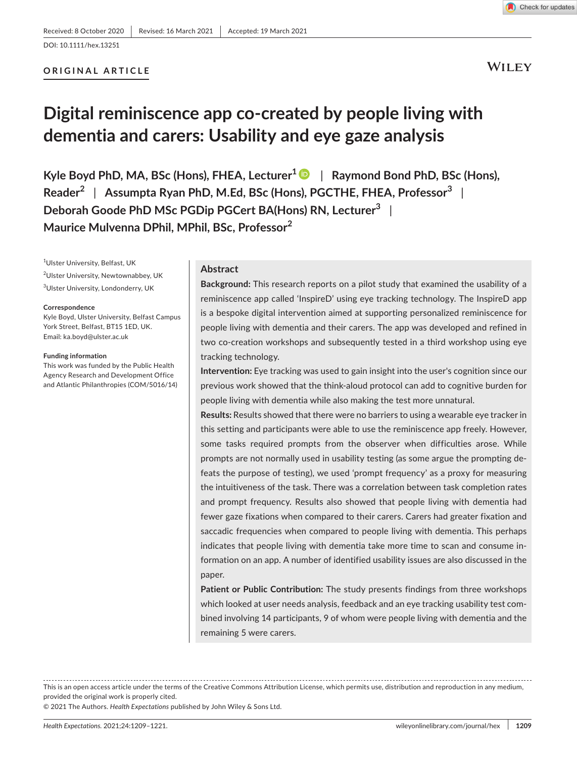Received: 8 October 2020 | Revised: 16 March 2021 | Accepted: 19 March 2021

DOI: 10.1111/hex.13251

ORIGINAL ARTICLE

# Digital reminiscence app co-created by people living with dementia and carers: Usability and eye gaze analysis

**Kyle Boyd PhD, MA, BSc (Hons), FHEA, Lecturer[1]** | **Raymond Bond PhD, BSc (Hons), Reader[2]** | **Assumpta Ryan PhD, M.Ed, BSc (Hons), PGCTHE, FHEA, Professor[3]** | **Deborah Goode PhD MSc PGDip PGCert BA(Hons) RN, Lecturer[3]** | **Maurice Mulvenna DPhil, MPhil, BSc, Professor[2]**

[1]Ulster University, Belfast, UK

[2]Ulster University, Newtownabbey, UK

[3]Ulster University, Londonderry, UK

**Correspondence**
Kyle Boyd, Ulster University, Belfast Campus York Street, Belfast, BT15 1ED, UK.
Email: ka.boyd@ulster.ac.uk

**Funding information**
This work was funded by the Public Health Agency Research and Development Office and Atlantic Philanthropies (COM/5016/14)

## Abstract

**Background:** This research reports on a pilot study that examined the usability of a reminiscence app called 'InspireD' using eye tracking technology. The InspireD app is a bespoke digital intervention aimed at supporting personalized reminiscence for people living with dementia and their carers. The app was developed and refined in two co-creation workshops and subsequently tested in a third workshop using eye tracking technology.

**Intervention:** Eye tracking was used to gain insight into the user's cognition since our previous work showed that the think-aloud protocol can add to cognitive burden for people living with dementia while also making the test more unnatural.

**Results:** Results showed that there were no barriers to using a wearable eye tracker in this setting and participants were able to use the reminiscence app freely. However, some tasks required prompts from the observer when difficulties arose. While prompts are not normally used in usability testing (as some argue the prompting defeats the purpose of testing), we used 'prompt frequency' as a proxy for measuring the intuitiveness of the task. There was a correlation between task completion rates and prompt frequency. Results also showed that people living with dementia had fewer gaze fixations when compared to their carers. Carers had greater fixation and saccadic frequencies when compared to people living with dementia. This perhaps indicates that people living with dementia take more time to scan and consume information on an app. A number of identified usability issues are also discussed in the paper.

**Patient or Public Contribution:** The study presents findings from three workshops which looked at user needs analysis, feedback and an eye tracking usability test combined involving 14 participants, 9 of whom were people living with dementia and the remaining 5 were carers.

This is an open access article under the terms of the Creative Commons Attribution License, which permits use, distribution and reproduction in any medium, provided the original work is properly cited.

© 2021 The Authors. *Health Expectations* published by John Wiley & Sons Ltd.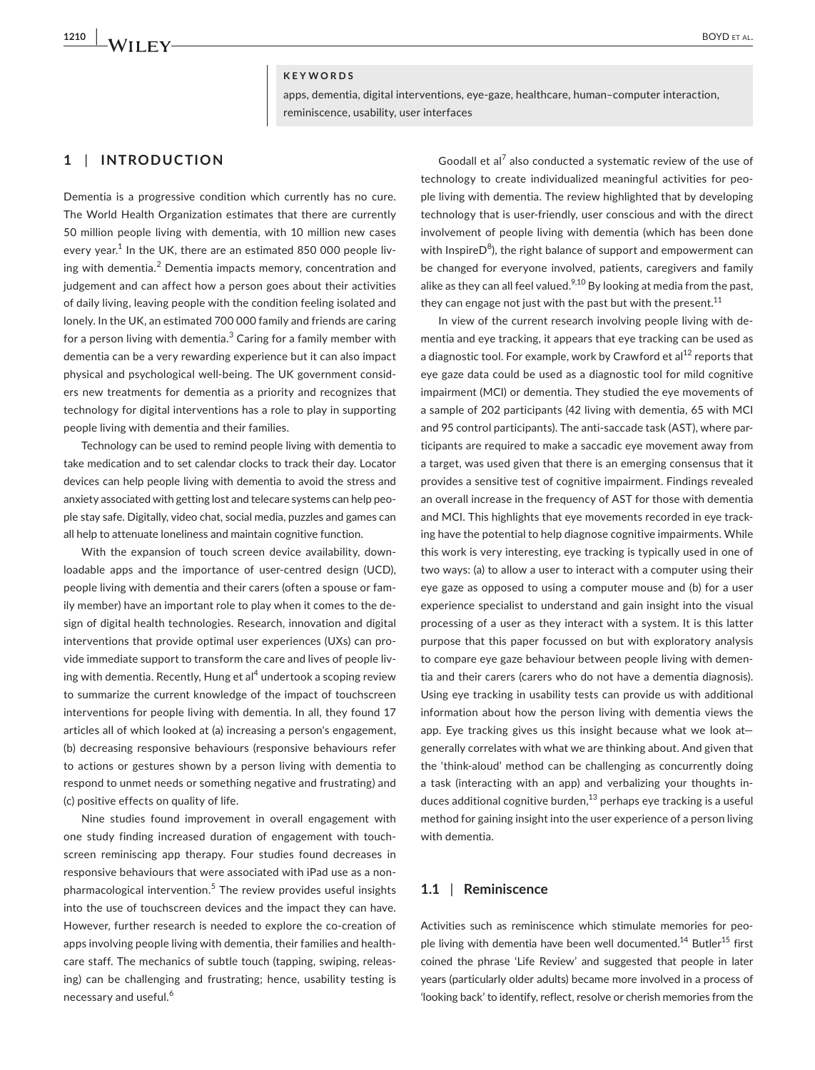**KEYWORDS**

apps, dementia, digital interventions, eye-gaze, healthcare, human–computer interaction, reminiscence, usability, user interfaces

## 1 | INTRODUCTION

Dementia is a progressive condition which currently has no cure. The World Health Organization estimates that there are currently 50 million people living with dementia, with 10 million new cases every year.[1] In the UK, there are an estimated 850 000 people living with dementia.[2] Dementia impacts memory, concentration and judgement and can affect how a person goes about their activities of daily living, leaving people with the condition feeling isolated and lonely. In the UK, an estimated 700 000 family and friends are caring for a person living with dementia.[3] Caring for a family member with dementia can be a very rewarding experience but it can also impact physical and psychological well-being. The UK government considers new treatments for dementia as a priority and recognizes that technology for digital interventions has a role to play in supporting people living with dementia and their families.

Technology can be used to remind people living with dementia to take medication and to set calendar clocks to track their day. Locator devices can help people living with dementia to avoid the stress and anxiety associated with getting lost and telecare systems can help people stay safe. Digitally, video chat, social media, puzzles and games can all help to attenuate loneliness and maintain cognitive function.

With the expansion of touch screen device availability, downloadable apps and the importance of user-centred design (UCD), people living with dementia and their carers (often a spouse or family member) have an important role to play when it comes to the design of digital health technologies. Research, innovation and digital interventions that provide optimal user experiences (UXs) can provide immediate support to transform the care and lives of people living with dementia. Recently, Hung et al[4] undertook a scoping review to summarize the current knowledge of the impact of touchscreen interventions for people living with dementia. In all, they found 17 articles all of which looked at (a) increasing a person's engagement, (b) decreasing responsive behaviours (responsive behaviours refer to actions or gestures shown by a person living with dementia to respond to unmet needs or something negative and frustrating) and (c) positive effects on quality of life.

Nine studies found improvement in overall engagement with one study finding increased duration of engagement with touchscreen reminiscing app therapy. Four studies found decreases in responsive behaviours that were associated with iPad use as a non-pharmacological intervention.[5] The review provides useful insights into the use of touchscreen devices and the impact they can have. However, further research is needed to explore the co-creation of apps involving people living with dementia, their families and healthcare staff. The mechanics of subtle touch (tapping, swiping, releasing) can be challenging and frustrating; hence, usability testing is necessary and useful.[6]

Goodall et al[7] also conducted a systematic review of the use of technology to create individualized meaningful activities for people living with dementia. The review highlighted that by developing technology that is user-friendly, user conscious and with the direct involvement of people living with dementia (which has been done with InspireD[8]), the right balance of support and empowerment can be changed for everyone involved, patients, caregivers and family alike as they can all feel valued.[9,10] By looking at media from the past, they can engage not just with the past but with the present.[11]

In view of the current research involving people living with dementia and eye tracking, it appears that eye tracking can be used as a diagnostic tool. For example, work by Crawford et al[12] reports that eye gaze data could be used as a diagnostic tool for mild cognitive impairment (MCI) or dementia. They studied the eye movements of a sample of 202 participants (42 living with dementia, 65 with MCI and 95 control participants). The anti-saccade task (AST), where participants are required to make a saccadic eye movement away from a target, was used given that there is an emerging consensus that it provides a sensitive test of cognitive impairment. Findings revealed an overall increase in the frequency of AST for those with dementia and MCI. This highlights that eye movements recorded in eye tracking have the potential to help diagnose cognitive impairments. While this work is very interesting, eye tracking is typically used in one of two ways: (a) to allow a user to interact with a computer using their eye gaze as opposed to using a computer mouse and (b) for a user experience specialist to understand and gain insight into the visual processing of a user as they interact with a system. It is this latter purpose that this paper focussed on but with exploratory analysis to compare eye gaze behaviour between people living with dementia and their carers (carers who do not have a dementia diagnosis). Using eye tracking in usability tests can provide us with additional information about how the person living with dementia views the app. Eye tracking gives us this insight because what we look at—generally correlates with what we are thinking about. And given that the 'think-aloud' method can be challenging as concurrently doing a task (interacting with an app) and verbalizing your thoughts induces additional cognitive burden,[13] perhaps eye tracking is a useful method for gaining insight into the user experience of a person living with dementia.

### 1.1 | Reminiscence

Activities such as reminiscence which stimulate memories for people living with dementia have been well documented.[14] Butler[15] first coined the phrase 'Life Review' and suggested that people in later years (particularly older adults) became more involved in a process of 'looking back' to identify, reflect, resolve or cherish memories from the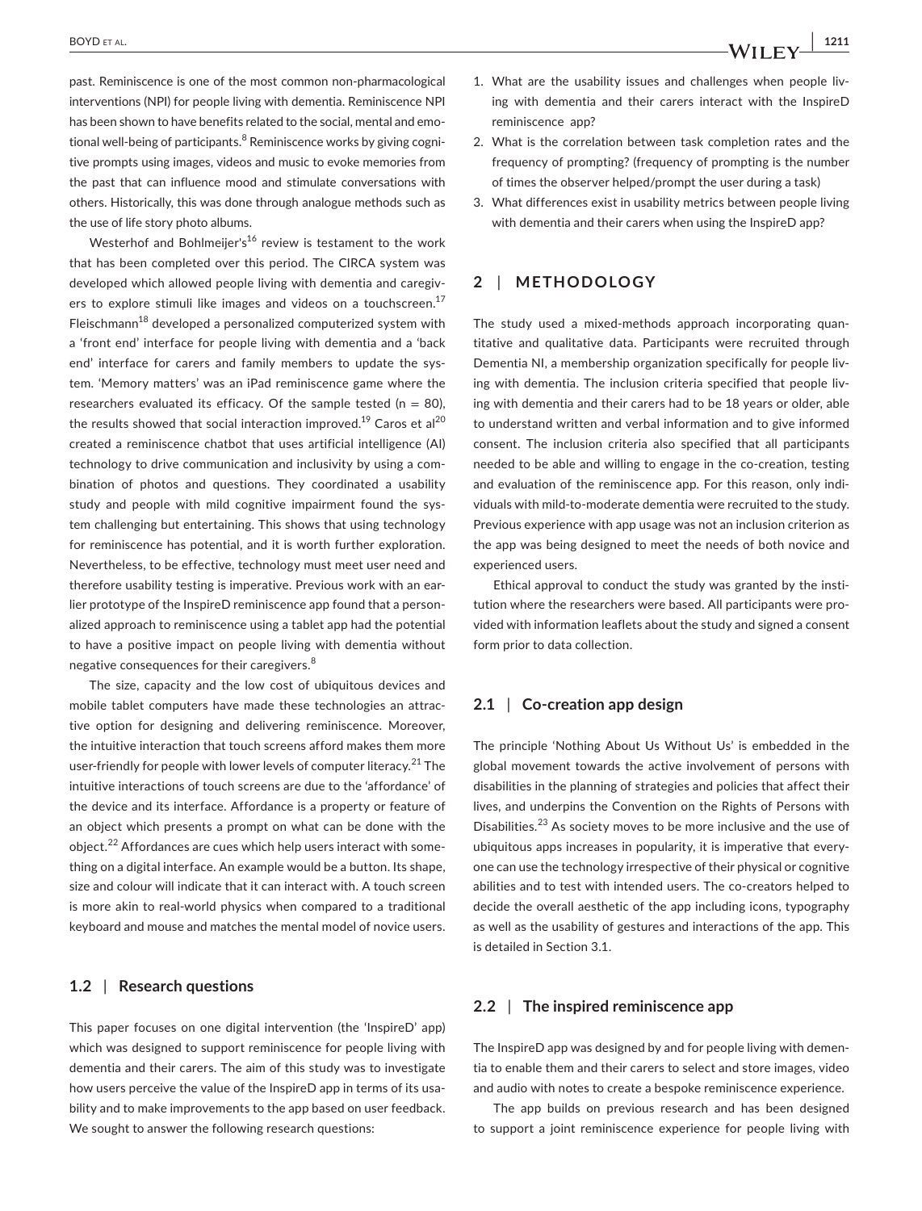past. Reminiscence is one of the most common non-pharmacological interventions (NPI) for people living with dementia. Reminiscence NPI has been shown to have benefits related to the social, mental and emotional well-being of participants.[8] Reminiscence works by giving cognitive prompts using images, videos and music to evoke memories from the past that can influence mood and stimulate conversations with others. Historically, this was done through analogue methods such as the use of life story photo albums.

Westerhof and Bohlmeijer's[16] review is testament to the work that has been completed over this period. The CIRCA system was developed which allowed people living with dementia and caregivers to explore stimuli like images and videos on a touchscreen.[17] Fleischmann[18] developed a personalized computerized system with a 'front end' interface for people living with dementia and a 'back end' interface for carers and family members to update the system. 'Memory matters' was an iPad reminiscence game where the researchers evaluated its efficacy. Of the sample tested (n = 80), the results showed that social interaction improved.[19] Caros et al[20] created a reminiscence chatbot that uses artificial intelligence (AI) technology to drive communication and inclusivity by using a combination of photos and questions. They coordinated a usability study and people with mild cognitive impairment found the system challenging but entertaining. This shows that using technology for reminiscence has potential, and it is worth further exploration. Nevertheless, to be effective, technology must meet user need and therefore usability testing is imperative. Previous work with an earlier prototype of the InspireD reminiscence app found that a personalized approach to reminiscence using a tablet app had the potential to have a positive impact on people living with dementia without negative consequences for their caregivers.[8]

The size, capacity and the low cost of ubiquitous devices and mobile tablet computers have made these technologies an attractive option for designing and delivering reminiscence. Moreover, the intuitive interaction that touch screens afford makes them more user-friendly for people with lower levels of computer literacy.[21] The intuitive interactions of touch screens are due to the 'affordance' of the device and its interface. Affordance is a property or feature of an object which presents a prompt on what can be done with the object.[22] Affordances are cues which help users interact with something on a digital interface. An example would be a button. Its shape, size and colour will indicate that it can interact with. A touch screen is more akin to real-world physics when compared to a traditional keyboard and mouse and matches the mental model of novice users.

### 1.2 | Research questions

This paper focuses on one digital intervention (the 'InspireD' app) which was designed to support reminiscence for people living with dementia and their carers. The aim of this study was to investigate how users perceive the value of the InspireD app in terms of its usability and to make improvements to the app based on user feedback. We sought to answer the following research questions:

1. What are the usability issues and challenges when people living with dementia and their carers interact with the InspireD reminiscence app?
2. What is the correlation between task completion rates and the frequency of prompting? (frequency of prompting is the number of times the observer helped/prompt the user during a task)
3. What differences exist in usability metrics between people living with dementia and their carers when using the InspireD app?

## 2 | METHODOLOGY

The study used a mixed-methods approach incorporating quantitative and qualitative data. Participants were recruited through Dementia NI, a membership organization specifically for people living with dementia. The inclusion criteria specified that people living with dementia and their carers had to be 18 years or older, able to understand written and verbal information and to give informed consent. The inclusion criteria also specified that all participants needed to be able and willing to engage in the co-creation, testing and evaluation of the reminiscence app. For this reason, only individuals with mild-to-moderate dementia were recruited to the study. Previous experience with app usage was not an inclusion criterion as the app was being designed to meet the needs of both novice and experienced users.

Ethical approval to conduct the study was granted by the institution where the researchers were based. All participants were provided with information leaflets about the study and signed a consent form prior to data collection.

### 2.1 | Co-creation app design

The principle 'Nothing About Us Without Us' is embedded in the global movement towards the active involvement of persons with disabilities in the planning of strategies and policies that affect their lives, and underpins the Convention on the Rights of Persons with Disabilities.[23] As society moves to be more inclusive and the use of ubiquitous apps increases in popularity, it is imperative that everyone can use the technology irrespective of their physical or cognitive abilities and to test with intended users. The co-creators helped to decide the overall aesthetic of the app including icons, typography as well as the usability of gestures and interactions of the app. This is detailed in Section 3.1.

### 2.2 | The inspired reminiscence app

The InspireD app was designed by and for people living with dementia to enable them and their carers to select and store images, video and audio with notes to create a bespoke reminiscence experience.

The app builds on previous research and has been designed to support a joint reminiscence experience for people living with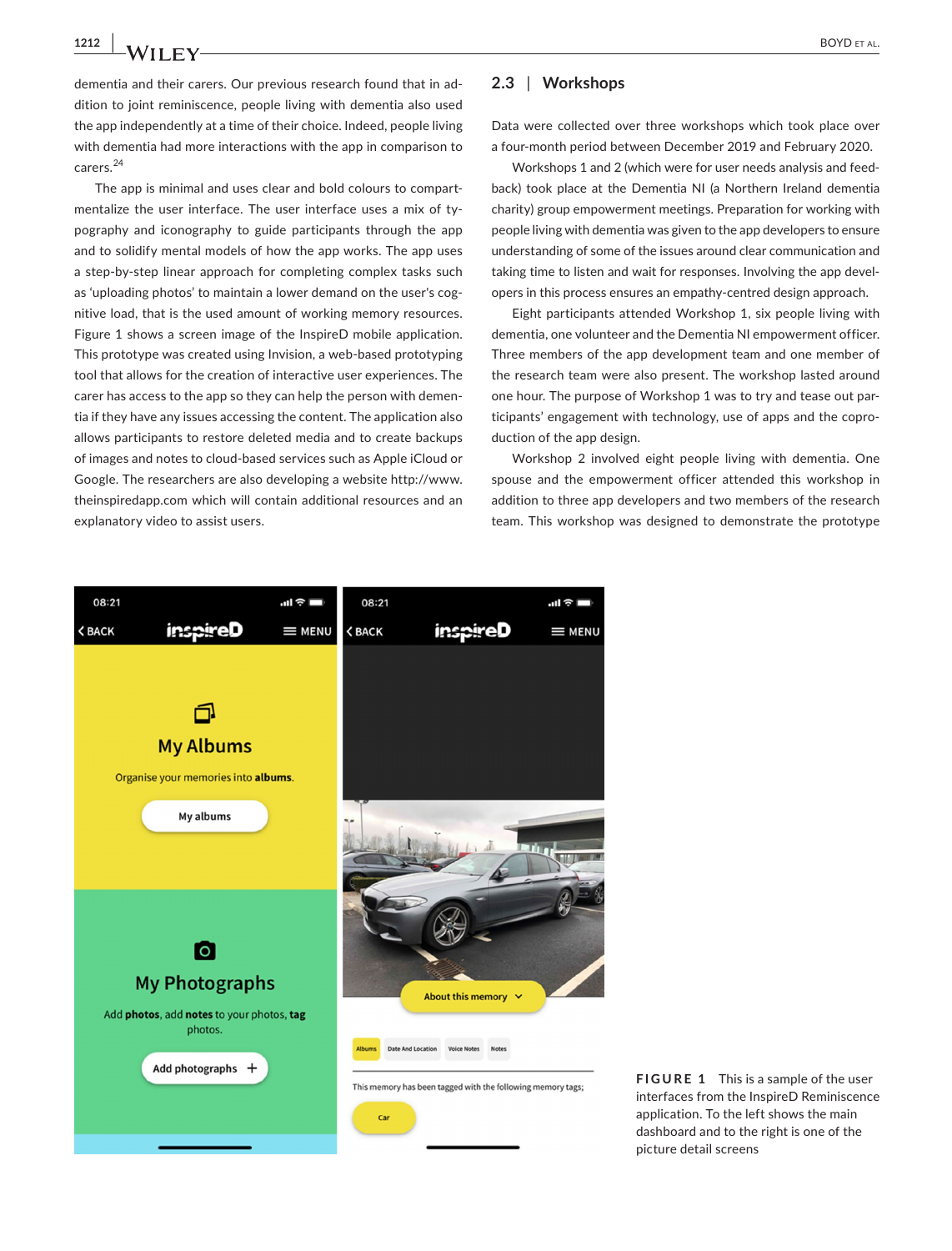dementia and their carers. Our previous research found that in addition to joint reminiscence, people living with dementia also used the app independently at a time of their choice. Indeed, people living with dementia had more interactions with the app in comparison to carers.[24]

The app is minimal and uses clear and bold colours to compartmentalize the user interface. The user interface uses a mix of typography and iconography to guide participants through the app and to solidify mental models of how the app works. The app uses a step-by-step linear approach for completing complex tasks such as 'uploading photos' to maintain a lower demand on the user's cognitive load, that is the used amount of working memory resources. Figure 1 shows a screen image of the InspireD mobile application. This prototype was created using Invision, a web-based prototyping tool that allows for the creation of interactive user experiences. The carer has access to the app so they can help the person with dementia if they have any issues accessing the content. The application also allows participants to restore deleted media and to create backups of images and notes to cloud-based services such as Apple iCloud or Google. The researchers are also developing a website http://www.theinspiredapp.com which will contain additional resources and an explanatory video to assist users.

## 2.3 | Workshops

Data were collected over three workshops which took place over a four-month period between December 2019 and February 2020.

Workshops 1 and 2 (which were for user needs analysis and feedback) took place at the Dementia NI (a Northern Ireland dementia charity) group empowerment meetings. Preparation for working with people living with dementia was given to the app developers to ensure understanding of some of the issues around clear communication and taking time to listen and wait for responses. Involving the app developers in this process ensures an empathy-centred design approach.

Eight participants attended Workshop 1, six people living with dementia, one volunteer and the Dementia NI empowerment officer. Three members of the app development team and one member of the research team were also present. The workshop lasted around one hour. The purpose of Workshop 1 was to try and tease out participants' engagement with technology, use of apps and the coproduction of the app design.

Workshop 2 involved eight people living with dementia. One spouse and the empowerment officer attended this workshop in addition to three app developers and two members of the research team. This workshop was designed to demonstrate the prototype

**FIGURE 1** This is a sample of the user interfaces from the InspireD Reminiscence application. To the left shows the main dashboard and to the right is one of the picture detail screens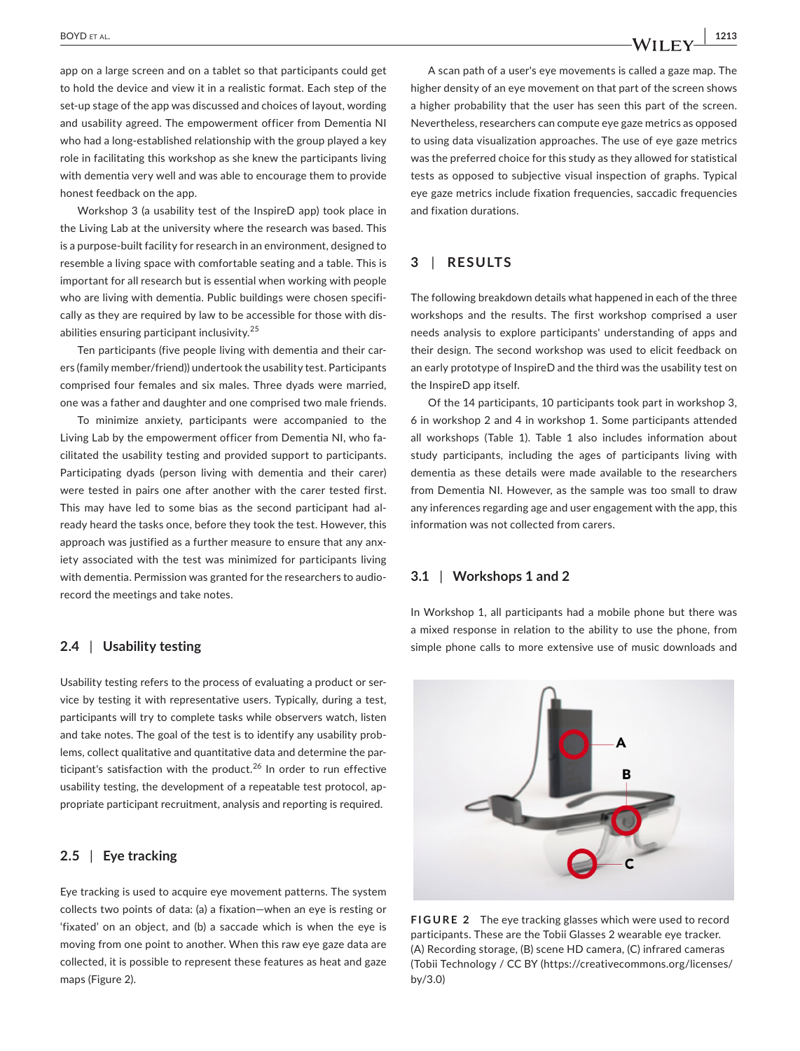app on a large screen and on a tablet so that participants could get to hold the device and view it in a realistic format. Each step of the set-up stage of the app was discussed and choices of layout, wording and usability agreed. The empowerment officer from Dementia NI who had a long-established relationship with the group played a key role in facilitating this workshop as she knew the participants living with dementia very well and was able to encourage them to provide honest feedback on the app.

Workshop 3 (a usability test of the InspireD app) took place in the Living Lab at the university where the research was based. This is a purpose-built facility for research in an environment, designed to resemble a living space with comfortable seating and a table. This is important for all research but is essential when working with people who are living with dementia. Public buildings were chosen specifically as they are required by law to be accessible for those with disabilities ensuring participant inclusivity.[25]

Ten participants (five people living with dementia and their carers (family member/friend)) undertook the usability test. Participants comprised four females and six males. Three dyads were married, one was a father and daughter and one comprised two male friends.

To minimize anxiety, participants were accompanied to the Living Lab by the empowerment officer from Dementia NI, who facilitated the usability testing and provided support to participants. Participating dyads (person living with dementia and their carer) were tested in pairs one after another with the carer tested first. This may have led to some bias as the second participant had already heard the tasks once, before they took the test. However, this approach was justified as a further measure to ensure that any anxiety associated with the test was minimized for participants living with dementia. Permission was granted for the researchers to audio-record the meetings and take notes.

### 2.4 | Usability testing

Usability testing refers to the process of evaluating a product or service by testing it with representative users. Typically, during a test, participants will try to complete tasks while observers watch, listen and take notes. The goal of the test is to identify any usability problems, collect qualitative and quantitative data and determine the participant's satisfaction with the product.[26] In order to run effective usability testing, the development of a repeatable test protocol, appropriate participant recruitment, analysis and reporting is required.

### 2.5 | Eye tracking

Eye tracking is used to acquire eye movement patterns. The system collects two points of data: (a) a fixation—when an eye is resting or 'fixated' on an object, and (b) a saccade which is when the eye is moving from one point to another. When this raw eye gaze data are collected, it is possible to represent these features as heat and gaze maps (Figure 2).

A scan path of a user's eye movements is called a gaze map. The higher density of an eye movement on that part of the screen shows a higher probability that the user has seen this part of the screen. Nevertheless, researchers can compute eye gaze metrics as opposed to using data visualization approaches. The use of eye gaze metrics was the preferred choice for this study as they allowed for statistical tests as opposed to subjective visual inspection of graphs. Typical eye gaze metrics include fixation frequencies, saccadic frequencies and fixation durations.

## 3 | RESULTS

The following breakdown details what happened in each of the three workshops and the results. The first workshop comprised a user needs analysis to explore participants' understanding of apps and their design. The second workshop was used to elicit feedback on an early prototype of InspireD and the third was the usability test on the InspireD app itself.

Of the 14 participants, 10 participants took part in workshop 3, 6 in workshop 2 and 4 in workshop 1. Some participants attended all workshops (Table 1). Table 1 also includes information about study participants, including the ages of participants living with dementia as these details were made available to the researchers from Dementia NI. However, as the sample was too small to draw any inferences regarding age and user engagement with the app, this information was not collected from carers.

### 3.1 | Workshops 1 and 2

In Workshop 1, all participants had a mobile phone but there was a mixed response in relation to the ability to use the phone, from simple phone calls to more extensive use of music downloads and

**FIGURE 2** The eye tracking glasses which were used to record participants. These are the Tobii Glasses 2 wearable eye tracker. (A) Recording storage, (B) scene HD camera, (C) infrared cameras (Tobii Technology / CC BY (https://creativecommons.org/licenses/by/3.0)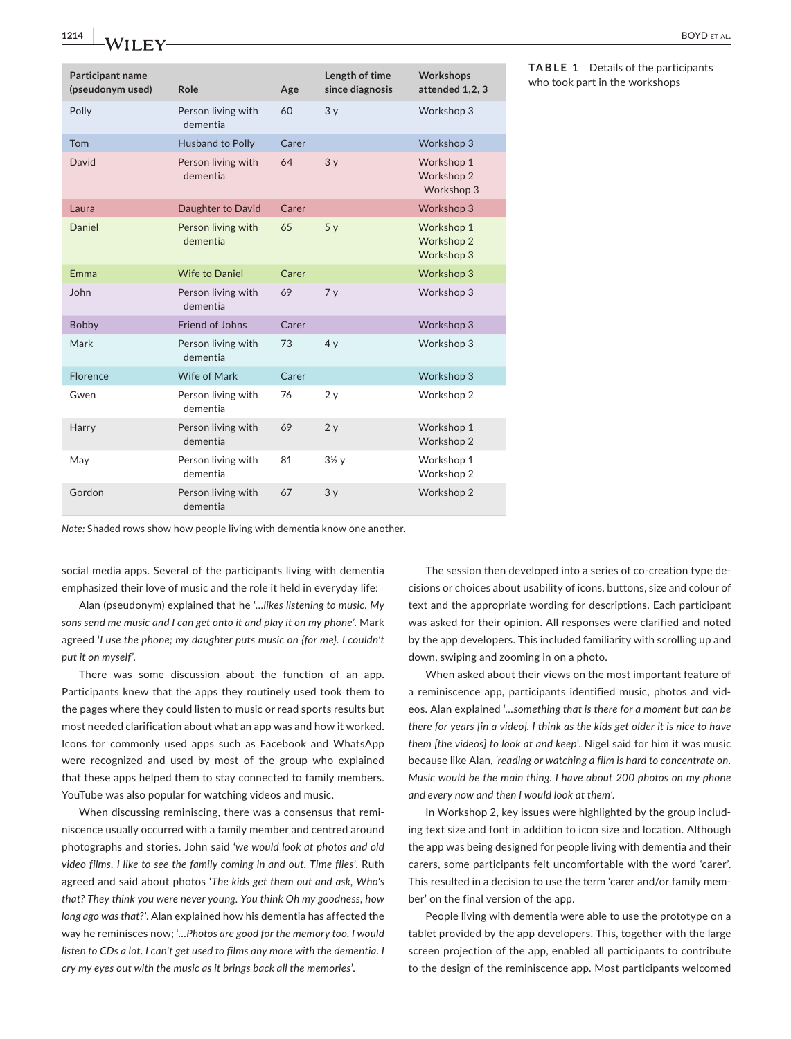**TABLE 1** Details of the participants who took part in the workshops

| Participant name (pseudonym used) | Role | Age | Length of time since diagnosis | Workshops attended 1,2, 3 |
|---|---|---|---|---|
| Polly | Person living with dementia | 60 | 3 y | Workshop 3 |
| Tom | Husband to Polly | Carer | | Workshop 3 |
| David | Person living with dementia | 64 | 3 y | Workshop 1 Workshop 2 Workshop 3 |
| Laura | Daughter to David | Carer | | Workshop 3 |
| Daniel | Person living with dementia | 65 | 5 y | Workshop 1 Workshop 2 Workshop 3 |
| Emma | Wife to Daniel | Carer | | Workshop 3 |
| John | Person living with dementia | 69 | 7 y | Workshop 3 |
| Bobby | Friend of Johns | Carer | | Workshop 3 |
| Mark | Person living with dementia | 73 | 4 y | Workshop 3 |
| Florence | Wife of Mark | Carer | | Workshop 3 |
| Gwen | Person living with dementia | 76 | 2 y | Workshop 2 |
| Harry | Person living with dementia | 69 | 2 y | Workshop 1 Workshop 2 |
| May | Person living with dementia | 81 | 3½ y | Workshop 1 Workshop 2 |
| Gordon | Person living with dementia | 67 | 3 y | Workshop 2 |

*Note:* Shaded rows show how people living with dementia know one another.

social media apps. Several of the participants living with dementia emphasized their love of music and the role it held in everyday life:

Alan (pseudonym) explained that he '*…likes listening to music. My sons send me music and I can get onto it and play it on my phone*'. Mark agreed '*I use the phone; my daughter puts music on {for me}. I couldn't put it on myself*'.

There was some discussion about the function of an app. Participants knew that the apps they routinely used took them to the pages where they could listen to music or read sports results but most needed clarification about what an app was and how it worked. Icons for commonly used apps such as Facebook and WhatsApp were recognized and used by most of the group who explained that these apps helped them to stay connected to family members. YouTube was also popular for watching videos and music.

When discussing reminiscing, there was a consensus that reminiscence usually occurred with a family member and centred around photographs and stories. John said '*we would look at photos and old video films. I like to see the family coming in and out. Time flies*'. Ruth agreed and said about photos '*The kids get them out and ask, Who's that? They think you were never young. You think Oh my goodness, how long ago was that?*'. Alan explained how his dementia has affected the way he reminisces now; '*…Photos are good for the memory too. I would listen to CDs a lot. I can't get used to films any more with the dementia. I cry my eyes out with the music as it brings back all the memories*'.

The session then developed into a series of co-creation type decisions or choices about usability of icons, buttons, size and colour of text and the appropriate wording for descriptions. Each participant was asked for their opinion. All responses were clarified and noted by the app developers. This included familiarity with scrolling up and down, swiping and zooming in on a photo.

When asked about their views on the most important feature of a reminiscence app, participants identified music, photos and videos. Alan explained '*…something that is there for a moment but can be there for years [in a video]. I think as the kids get older it is nice to have them [the videos] to look at and keep*'. Nigel said for him it was music because like Alan, '*reading or watching a film is hard to concentrate on. Music would be the main thing. I have about 200 photos on my phone and every now and then I would look at them*'.

In Workshop 2, key issues were highlighted by the group including text size and font in addition to icon size and location. Although the app was being designed for people living with dementia and their carers, some participants felt uncomfortable with the word 'carer'. This resulted in a decision to use the term 'carer and/or family member' on the final version of the app.

People living with dementia were able to use the prototype on a tablet provided by the app developers. This, together with the large screen projection of the app, enabled all participants to contribute to the design of the reminiscence app. Most participants welcomed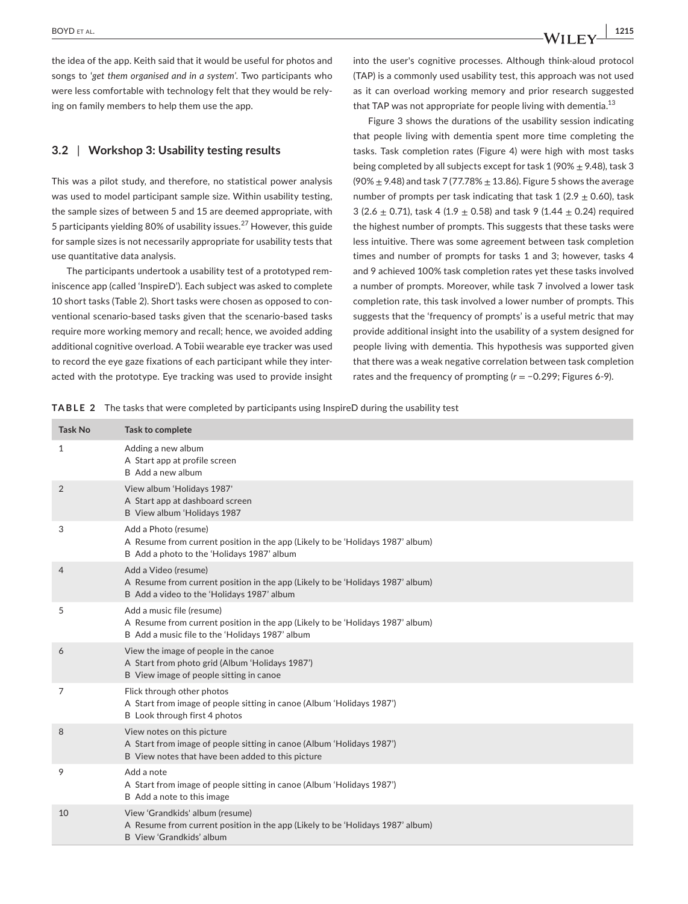the idea of the app. Keith said that it would be useful for photos and songs to *'get them organised and in a system'*. Two participants who were less comfortable with technology felt that they would be relying on family members to help them use the app.

### 3.2 | Workshop 3: Usability testing results

This was a pilot study, and therefore, no statistical power analysis was used to model participant sample size. Within usability testing, the sample sizes of between 5 and 15 are deemed appropriate, with 5 participants yielding 80% of usability issues.[27] However, this guide for sample sizes is not necessarily appropriate for usability tests that use quantitative data analysis.

The participants undertook a usability test of a prototyped reminiscence app (called 'InspireD'). Each subject was asked to complete 10 short tasks (Table 2). Short tasks were chosen as opposed to conventional scenario-based tasks given that the scenario-based tasks require more working memory and recall; hence, we avoided adding additional cognitive overload. A Tobii wearable eye tracker was used to record the eye gaze fixations of each participant while they interacted with the prototype. Eye tracking was used to provide insight into the user's cognitive processes. Although think-aloud protocol (TAP) is a commonly used usability test, this approach was not used as it can overload working memory and prior research suggested that TAP was not appropriate for people living with dementia.[13]

Figure 3 shows the durations of the usability session indicating that people living with dementia spent more time completing the tasks. Task completion rates (Figure 4) were high with most tasks being completed by all subjects except for task 1 (90% ± 9.48), task 3 (90% ± 9.48) and task 7 (77.78% ± 13.86). Figure 5 shows the average number of prompts per task indicating that task 1 (2.9 ± 0.60), task 3 (2.6 ± 0.71), task 4 (1.9 ± 0.58) and task 9 (1.44 ± 0.24) required the highest number of prompts. This suggests that these tasks were less intuitive. There was some agreement between task completion times and number of prompts for tasks 1 and 3; however, tasks 4 and 9 achieved 100% task completion rates yet these tasks involved a number of prompts. Moreover, while task 7 involved a lower task completion rate, this task involved a lower number of prompts. This suggests that the 'frequency of prompts' is a useful metric that may provide additional insight into the usability of a system designed for people living with dementia. This hypothesis was supported given that there was a weak negative correlation between task completion rates and the frequency of prompting ($r = -0.299$; Figures 6-9).

**TABLE 2** The tasks that were completed by participants using InspireD during the usability test

| Task No | Task to complete |
|---|---|
| 1 | Adding a new album<br>A Start app at profile screen<br>B Add a new album |
| 2 | View album 'Holidays 1987'<br>A Start app at dashboard screen<br>B View album 'Holidays 1987 |
| 3 | Add a Photo (resume)<br>A Resume from current position in the app (Likely to be 'Holidays 1987' album)<br>B Add a photo to the 'Holidays 1987' album |
| 4 | Add a Video (resume)<br>A Resume from current position in the app (Likely to be 'Holidays 1987' album)<br>B Add a video to the 'Holidays 1987' album |
| 5 | Add a music file (resume)<br>A Resume from current position in the app (Likely to be 'Holidays 1987' album)<br>B Add a music file to the 'Holidays 1987' album |
| 6 | View the image of people in the canoe<br>A Start from photo grid (Album 'Holidays 1987')<br>B View image of people sitting in canoe |
| 7 | Flick through other photos<br>A Start from image of people sitting in canoe (Album 'Holidays 1987')<br>B Look through first 4 photos |
| 8 | View notes on this picture<br>A Start from image of people sitting in canoe (Album 'Holidays 1987')<br>B View notes that have been added to this picture |
| 9 | Add a note<br>A Start from image of people sitting in canoe (Album 'Holidays 1987')<br>B Add a note to this image |
| 10 | View 'Grandkids' album (resume)<br>A Resume from current position in the app (Likely to be 'Holidays 1987' album)<br>B View 'Grandkids' album |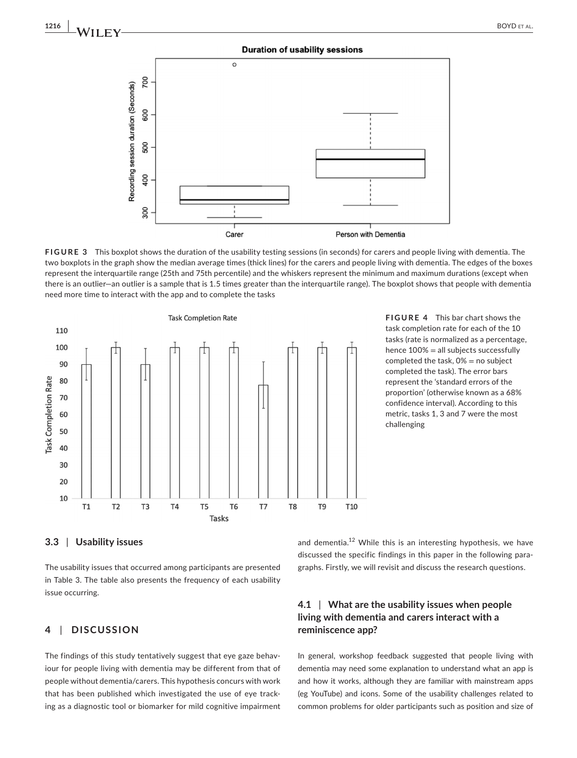**FIGURE 3** This boxplot shows the duration of the usability testing sessions (in seconds) for carers and people living with dementia. The two boxplots in the graph show the median average times (thick lines) for the carers and people living with dementia. The edges of the boxes represent the interquartile range (25th and 75th percentile) and the whiskers represent the minimum and maximum durations (except when there is an outlier—an outlier is a sample that is 1.5 times greater than the interquartile range). The boxplot shows that people with dementia need more time to interact with the app and to complete the tasks

**FIGURE 4** This bar chart shows the task completion rate for each of the 10 tasks (rate is normalized as a percentage, hence 100% = all subjects successfully completed the task, 0% = no subject completed the task). The error bars represent the 'standard errors of the proportion' (otherwise known as a 68% confidence interval). According to this metric, tasks 1, 3 and 7 were the most challenging

### 3.3 | Usability issues

The usability issues that occurred among participants are presented in Table 3. The table also presents the frequency of each usability issue occurring.

## 4 | DISCUSSION

The findings of this study tentatively suggest that eye gaze behaviour for people living with dementia may be different from that of people without dementia/carers. This hypothesis concurs with work that has been published which investigated the use of eye tracking as a diagnostic tool or biomarker for mild cognitive impairment and dementia.[12] While this is an interesting hypothesis, we have discussed the specific findings in this paper in the following paragraphs. Firstly, we will revisit and discuss the research questions.

### 4.1 | What are the usability issues when people living with dementia and carers interact with a reminiscence app?

In general, workshop feedback suggested that people living with dementia may need some explanation to understand what an app is and how it works, although they are familiar with mainstream apps (eg YouTube) and icons. Some of the usability challenges related to common problems for older participants such as position and size of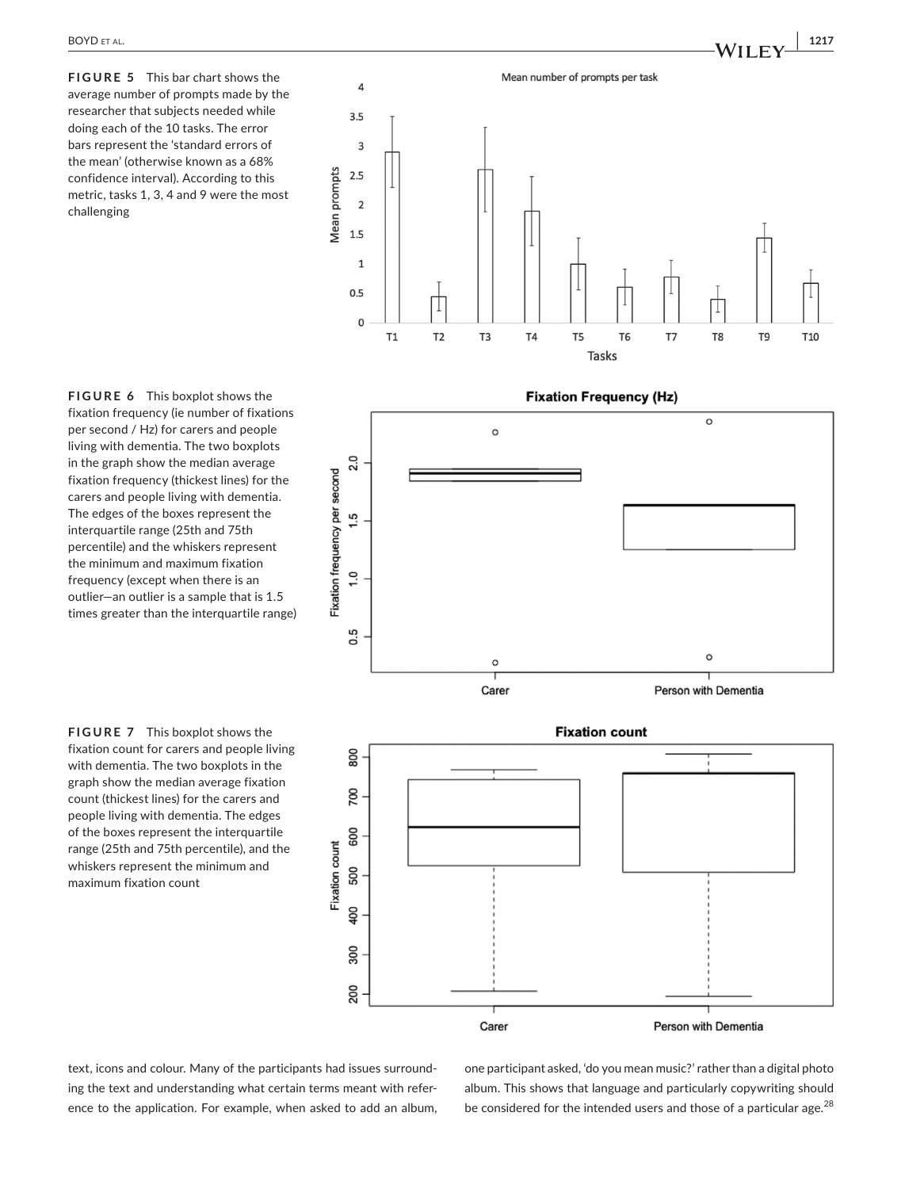**FIGURE 5** This bar chart shows the average number of prompts made by the researcher that subjects needed while doing each of the 10 tasks. The error bars represent the 'standard errors of the mean' (otherwise known as a 68% confidence interval). According to this metric, tasks 1, 3, 4 and 9 were the most challenging

**FIGURE 6** This boxplot shows the fixation frequency (ie number of fixations per second / Hz) for carers and people living with dementia. The two boxplots in the graph show the median average fixation frequency (thickest lines) for the carers and people living with dementia. The edges of the boxes represent the interquartile range (25th and 75th percentile) and the whiskers represent the minimum and maximum fixation frequency (except when there is an outlier—an outlier is a sample that is 1.5 times greater than the interquartile range)

**FIGURE 7** This boxplot shows the fixation count for carers and people living with dementia. The two boxplots in the graph show the median average fixation count (thickest lines) for the carers and people living with dementia. The edges of the boxes represent the interquartile range (25th and 75th percentile), and the whiskers represent the minimum and maximum fixation count

text, icons and colour. Many of the participants had issues surrounding the text and understanding what certain terms meant with reference to the application. For example, when asked to add an album, one participant asked, 'do you mean music?' rather than a digital photo album. This shows that language and particularly copywriting should be considered for the intended users and those of a particular age.[28]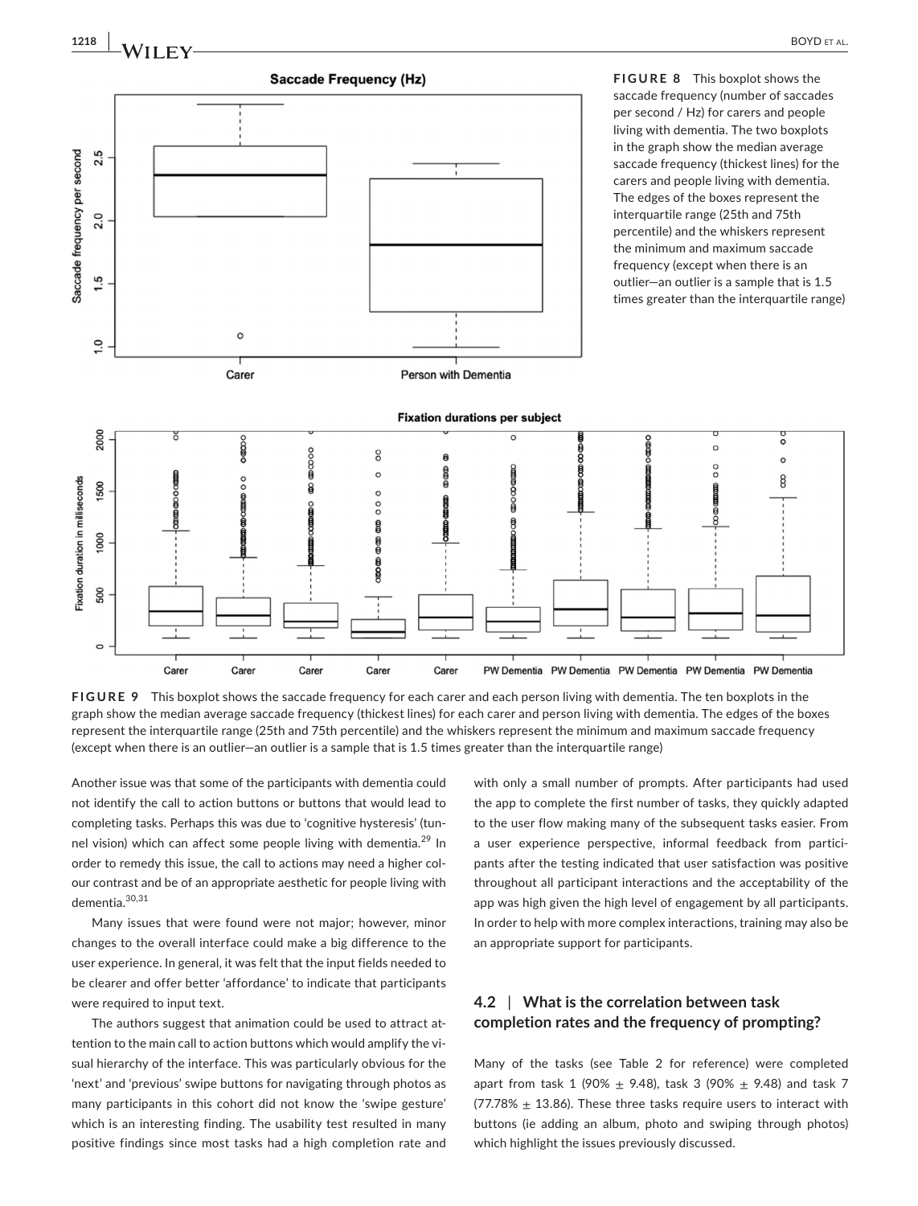**FIGURE 8** This boxplot shows the saccade frequency (number of saccades per second / Hz) for carers and people living with dementia. The two boxplots in the graph show the median average saccade frequency (thickest lines) for the carers and people living with dementia. The edges of the boxes represent the interquartile range (25th and 75th percentile) and the whiskers represent the minimum and maximum saccade frequency (except when there is an outlier—an outlier is a sample that is 1.5 times greater than the interquartile range)

**FIGURE 9** This boxplot shows the saccade frequency for each carer and each person living with dementia. The ten boxplots in the graph show the median average saccade frequency (thickest lines) for each carer and person living with dementia. The edges of the boxes represent the interquartile range (25th and 75th percentile) and the whiskers represent the minimum and maximum saccade frequency (except when there is an outlier—an outlier is a sample that is 1.5 times greater than the interquartile range)

Another issue was that some of the participants with dementia could not identify the call to action buttons or buttons that would lead to completing tasks. Perhaps this was due to 'cognitive hysteresis' (tunnel vision) which can affect some people living with dementia.[29] In order to remedy this issue, the call to actions may need a higher colour contrast and be of an appropriate aesthetic for people living with dementia.[30,31]

Many issues that were found were not major; however, minor changes to the overall interface could make a big difference to the user experience. In general, it was felt that the input fields needed to be clearer and offer better 'affordance' to indicate that participants were required to input text.

The authors suggest that animation could be used to attract attention to the main call to action buttons which would amplify the visual hierarchy of the interface. This was particularly obvious for the 'next' and 'previous' swipe buttons for navigating through photos as many participants in this cohort did not know the 'swipe gesture' which is an interesting finding. The usability test resulted in many positive findings since most tasks had a high completion rate and with only a small number of prompts. After participants had used the app to complete the first number of tasks, they quickly adapted to the user flow making many of the subsequent tasks easier. From a user experience perspective, informal feedback from participants after the testing indicated that user satisfaction was positive throughout all participant interactions and the acceptability of the app was high given the high level of engagement by all participants. In order to help with more complex interactions, training may also be an appropriate support for participants.

### 4.2 | What is the correlation between task completion rates and the frequency of prompting?

Many of the tasks (see Table 2 for reference) were completed apart from task 1 (90% $\pm$ 9.48), task 3 (90% $\pm$ 9.48) and task 7 (77.78% $\pm$ 13.86). These three tasks require users to interact with buttons (ie adding an album, photo and swiping through photos) which highlight the issues previously discussed.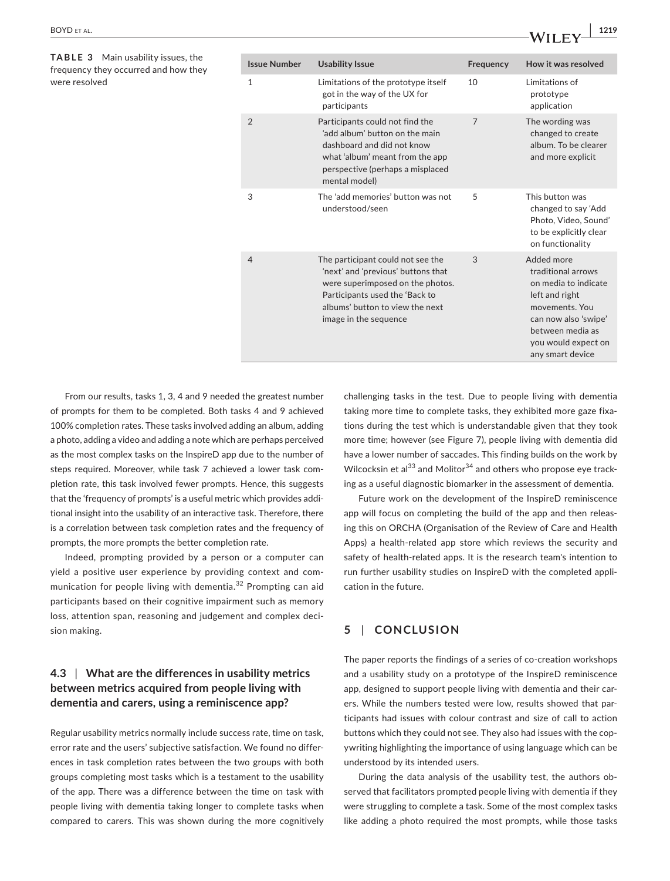**TABLE 3** Main usability issues, the frequency they occurred and how they were resolved

| Issue Number | Usability Issue | Frequency | How it was resolved |
|---|---|---|---|
| 1 | Limitations of the prototype itself got in the way of the UX for participants | 10 | Limitations of prototype application |
| 2 | Participants could not find the 'add album' button on the main dashboard and did not know what 'album' meant from the app perspective (perhaps a misplaced mental model) | 7 | The wording was changed to create album. To be clearer and more explicit |
| 3 | The 'add memories' button was not understood/seen | 5 | This button was changed to say 'Add Photo, Video, Sound' to be explicitly clear on functionality |
| 4 | The participant could not see the 'next' and 'previous' buttons that were superimposed on the photos. Participants used the 'Back to albums' button to view the next image in the sequence | 3 | Added more traditional arrows on media to indicate left and right movements. You can now also 'swipe' between media as you would expect on any smart device |

From our results, tasks 1, 3, 4 and 9 needed the greatest number of prompts for them to be completed. Both tasks 4 and 9 achieved 100% completion rates. These tasks involved adding an album, adding a photo, adding a video and adding a note which are perhaps perceived as the most complex tasks on the InspireD app due to the number of steps required. Moreover, while task 7 achieved a lower task completion rate, this task involved fewer prompts. Hence, this suggests that the 'frequency of prompts' is a useful metric which provides additional insight into the usability of an interactive task. Therefore, there is a correlation between task completion rates and the frequency of prompts, the more prompts the better completion rate.

Indeed, prompting provided by a person or a computer can yield a positive user experience by providing context and communication for people living with dementia.[32] Prompting can aid participants based on their cognitive impairment such as memory loss, attention span, reasoning and judgement and complex decision making.

### 4.3 | What are the differences in usability metrics between metrics acquired from people living with dementia and carers, using a reminiscence app?

Regular usability metrics normally include success rate, time on task, error rate and the users' subjective satisfaction. We found no differences in task completion rates between the two groups with both groups completing most tasks which is a testament to the usability of the app. There was a difference between the time on task with people living with dementia taking longer to complete tasks when compared to carers. This was shown during the more cognitively challenging tasks in the test. Due to people living with dementia taking more time to complete tasks, they exhibited more gaze fixations during the test which is understandable given that they took more time; however (see Figure 7), people living with dementia did have a lower number of saccades. This finding builds on the work by Wilcocksin et al[33] and Molitor[34] and others who propose eye tracking as a useful diagnostic biomarker in the assessment of dementia.

Future work on the development of the InspireD reminiscence app will focus on completing the build of the app and then releasing this on ORCHA (Organisation of the Review of Care and Health Apps) a health-related app store which reviews the security and safety of health-related apps. It is the research team's intention to run further usability studies on InspireD with the completed application in the future.

## 5 | CONCLUSION

The paper reports the findings of a series of co-creation workshops and a usability study on a prototype of the InspireD reminiscence app, designed to support people living with dementia and their carers. While the numbers tested were low, results showed that participants had issues with colour contrast and size of call to action buttons which they could not see. They also had issues with the copywriting highlighting the importance of using language which can be understood by its intended users.

During the data analysis of the usability test, the authors observed that facilitators prompted people living with dementia if they were struggling to complete a task. Some of the most complex tasks like adding a photo required the most prompts, while those tasks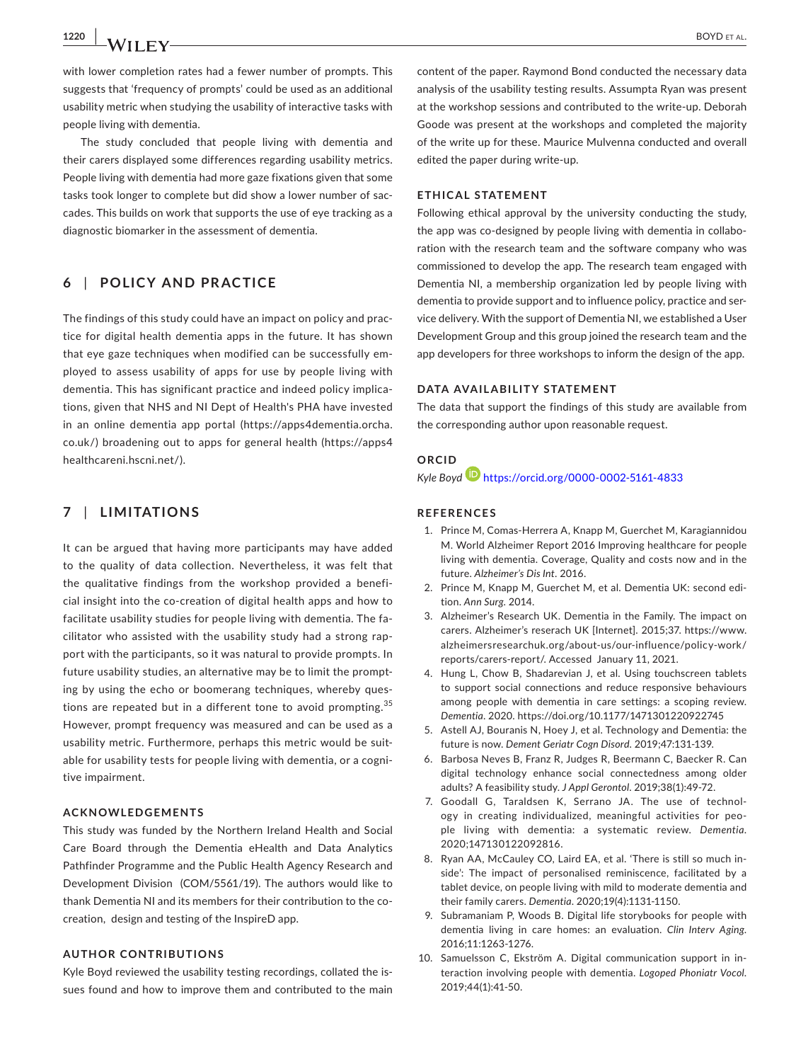with lower completion rates had a fewer number of prompts. This suggests that 'frequency of prompts' could be used as an additional usability metric when studying the usability of interactive tasks with people living with dementia.

The study concluded that people living with dementia and their carers displayed some differences regarding usability metrics. People living with dementia had more gaze fixations given that some tasks took longer to complete but did show a lower number of saccades. This builds on work that supports the use of eye tracking as a diagnostic biomarker in the assessment of dementia.

## 6 | POLICY AND PRACTICE

The findings of this study could have an impact on policy and practice for digital health dementia apps in the future. It has shown that eye gaze techniques when modified can be successfully employed to assess usability of apps for use by people living with dementia. This has significant practice and indeed policy implications, given that NHS and NI Dept of Health's PHA have invested in an online dementia app portal (https://apps4dementia.orcha.co.uk/) broadening out to apps for general health (https://apps4healthcareni.hscni.net/).

## 7 | LIMITATIONS

It can be argued that having more participants may have added to the quality of data collection. Nevertheless, it was felt that the qualitative findings from the workshop provided a beneficial insight into the co-creation of digital health apps and how to facilitate usability studies for people living with dementia. The facilitator who assisted with the usability study had a strong rapport with the participants, so it was natural to provide prompts. In future usability studies, an alternative may be to limit the prompting by using the echo or boomerang techniques, whereby questions are repeated but in a different tone to avoid prompting.[35] However, prompt frequency was measured and can be used as a usability metric. Furthermore, perhaps this metric would be suitable for usability tests for people living with dementia, or a cognitive impairment.

### ACKNOWLEDGEMENTS

This study was funded by the Northern Ireland Health and Social Care Board through the Dementia eHealth and Data Analytics Pathfinder Programme and the Public Health Agency Research and Development Division (COM/5561/19). The authors would like to thank Dementia NI and its members for their contribution to the co-creation, design and testing of the InspireD app.

### AUTHOR CONTRIBUTIONS

Kyle Boyd reviewed the usability testing recordings, collated the issues found and how to improve them and contributed to the main content of the paper. Raymond Bond conducted the necessary data analysis of the usability testing results. Assumpta Ryan was present at the workshop sessions and contributed to the write-up. Deborah Goode was present at the workshops and completed the majority of the write up for these. Maurice Mulvenna conducted and overall edited the paper during write-up.

### ETHICAL STATEMENT

Following ethical approval by the university conducting the study, the app was co-designed by people living with dementia in collaboration with the research team and the software company who was commissioned to develop the app. The research team engaged with Dementia NI, a membership organization led by people living with dementia to provide support and to influence policy, practice and service delivery. With the support of Dementia NI, we established a User Development Group and this group joined the research team and the app developers for three workshops to inform the design of the app.

### DATA AVAILABILITY STATEMENT

The data that support the findings of this study are available from the corresponding author upon reasonable request.

### ORCID

*Kyle Boyd* https://orcid.org/0000-0002-5161-4833

### REFERENCES

1. Prince M, Comas-Herrera A, Knapp M, Guerchet M, Karagiannidou M. World Alzheimer Report 2016 Improving healthcare for people living with dementia. Coverage, Quality and costs now and in the future. *Alzheimer's Dis Int*. 2016.
2. Prince M, Knapp M, Guerchet M, et al. Dementia UK: second edition. *Ann Surg*. 2014.
3. Alzheimer's Research UK. Dementia in the Family. The impact on carers. Alzheimer's reserach UK [Internet]. 2015;37. https://www.alzheimersresearchuk.org/about-us/our-influence/policy-work/reports/carers-report/. Accessed January 11, 2021.
4. Hung L, Chow B, Shadarevian J, et al. Using touchscreen tablets to support social connections and reduce responsive behaviours among people with dementia in care settings: a scoping review. *Dementia*. 2020. https://doi.org/10.1177/1471301220922745
5. Astell AJ, Bouranis N, Hoey J, et al. Technology and Dementia: the future is now. *Dement Geriatr Cogn Disord*. 2019;47:131-139.
6. Barbosa Neves B, Franz R, Judges R, Beermann C, Baecker R. Can digital technology enhance social connectedness among older adults? A feasibility study. *J Appl Gerontol*. 2019;38(1):49-72.
7. Goodall G, Taraldsen K, Serrano JA. The use of technology in creating individualized, meaningful activities for people living with dementia: a systematic review. *Dementia*. 2020;147130122092816.
8. Ryan AA, McCauley CO, Laird EA, et al. 'There is still so much inside': The impact of personalised reminiscence, facilitated by a tablet device, on people living with mild to moderate dementia and their family carers. *Dementia*. 2020;19(4):1131-1150.
9. Subramaniam P, Woods B. Digital life storybooks for people with dementia living in care homes: an evaluation. *Clin Interv Aging*. 2016;11:1263-1276.
10. Samuelsson C, Ekström A. Digital communication support in interaction involving people with dementia. *Logoped Phoniatr Vocol*. 2019;44(1):41-50.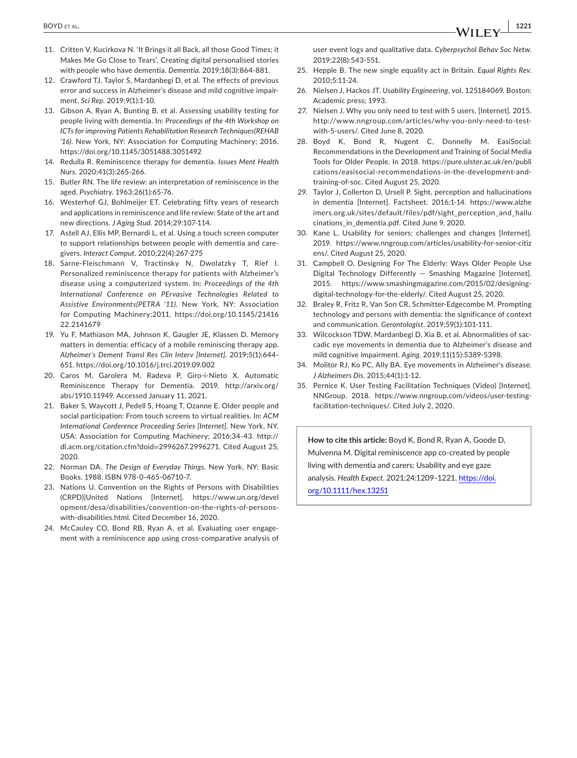11. Critten V, Kucirkova N. 'It Brings it all Back, all those Good Times; it Makes Me Go Close to Tears'. Creating digital personalised stories with people who have dementia. *Dementia*. 2019;18(3):864-881.
12. Crawford TJ, Taylor S, Mardanbegi D, et al. The effects of previous error and success in Alzheimer's disease and mild cognitive impairment. *Sci Rep*. 2019;9(1):1-10.
13. Gibson A, Ryan A, Bunting B, et al. Assessing usability testing for people living with dementia. In: *Proceedings of the 4th Workshop on ICTs for improving Patients Rehabilitation Research Techniques(REHAB '16)*. New York, NY: Association for Computing Machinery; 2016. https://doi.org/10.1145/3051488.3051492
14. Redulla R. Reminiscence therapy for dementia. *Issues Ment Health Nurs*. 2020;41(3):265-266.
15. Butler RN. The life review: an interpretation of reminiscence in the aged. *Psychiatry*. 1963;26(1):65-76.
16. Westerhof GJ, Bohlmeijer ET. Celebrating fifty years of research and applications in reminiscence and life review: State of the art and new directions. *J Aging Stud*. 2014;29:107-114.
17. Astell AJ, Ellis MP, Bernardi L, et al. Using a touch screen computer to support relationships between people with dementia and caregivers. *Interact Comput*. 2010;22(4):267-275
18. Sarne-Fleischmann V, Tractinsky N, Dwolatzky T, Rief I. Personalized reminiscence therapy for patients with Alzheimer's disease using a computerized system. In: *Proceedings of the 4th International Conference on PErvasive Technologies Related to Assistive Environments(PETRA '11)*. New York, NY: Association for Computing Machinery;2011. https://doi.org/10.1145/2141622.2141679
19. Yu F, Mathiason MA, Johnson K, Gaugler JE, Klassen D. Memory matters in dementia: efficacy of a mobile reminiscing therapy app. *Alzheimer's Dement Transl Res Clin Interv [Internet]*. 2019;5(1):644-651. https://doi.org/10.1016/j.trci.2019.09.002
20. Caros M, Garolera M, Radeva P, Giro-i-Nieto X. Automatic Reminiscence Therapy for Dementia. 2019. http://arxiv.org/abs/1910.11949. Accessed January 11, 2021.
21. Baker S, Waycott J, Pedell S, Hoang T, Ozanne E. Older people and social participation: From touch screens to virtual realities. In: *ACM International Conference Proceeding Series [Internet]*. New York, NY, USA: Association for Computing Machinery; 2016:34-43. http://dl.acm.org/citation.cfm?doid=2996267.2996271. Cited August 25, 2020.
22. Norman DA. *The Design of Everyday Things*. New York, NY: Basic Books. 1988. ISBN 978-0-465-06710-7.
23. Nations U. Convention on the Rights of Persons with Disabilities (CRPD)|United Nations [Internet]. https://www.un.org/development/desa/disabilities/convention-on-the-rights-of-persons-with-disabilities.html. Cited December 16, 2020.
24. McCauley CO, Bond RB, Ryan A, et al. Evaluating user engagement with a reminiscence app using cross-comparative analysis of user event logs and qualitative data. *Cyberpsychol Behav Soc Netw*. 2019;22(8):543-551.
25. Hepple B. The new single equality act in Britain. *Equal Rights Rev*. 2010;5:11-24.
26. Nielsen J, Hackos JT. *Usability Engineering*, vol. 125184069. Boston: Academic press; 1993.
27. Nielsen J. Why you only need to test with 5 users. [Internet]. 2015. http://www.nngroup.com/articles/why-you-only-need-to-test-with-5-users/. Cited June 8, 2020.
28. Boyd K, Bond R, Nugent C, Donnelly M. EasiSocial: Recommendations in the Development and Training of Social Media Tools for Older People. In 2018. https://pure.ulster.ac.uk/en/publications/easisocial-recommendations-in-the-development-and-training-of-soc. Cited August 25, 2020.
29. Taylor J, Collerton D, Ursell P. Sight, perception and hallucinations in dementia [Internet]. Factsheet. 2016:1-14. https://www.alzheimers.org.uk/sites/default/files/pdf/sight_perception_and_hallucinations_in_dementia.pdf. Cited June 9, 2020.
30. Kane L. Usability for seniors: challenges and changes [Internet]. 2019. https://www.nngroup.com/articles/usability-for-senior-citizens/. Cited August 25, 2020.
31. Campbell O. Designing For The Elderly: Ways Older People Use Digital Technology Differently — Smashing Magazine [Internet]. 2015. https://www.smashingmagazine.com/2015/02/designing-digital-technology-for-the-elderly/. Cited August 25, 2020.
32. Braley R, Fritz R, Van Son CR, Schmitter-Edgecombe M. Prompting technology and persons with dementia: the significance of context and communication. *Gerontologist*. 2019;59(1):101-111.
33. Wilcockson TDW, Mardanbegi D, Xia B, et al. Abnormalities of saccadic eye movements in dementia due to Alzheimer's disease and mild cognitive impairment. *Aging*. 2019;11(15):5389-5398.
34. Molitor RJ, Ko PC, Ally BA. Eye movements in Alzheimer's disease. *J Alzheimers Dis*. 2015;44(1):1-12.
35. Pernice K. User Testing Facilitation Techniques (Video) [Internet]. NNGroup. 2018. https://www.nngroup.com/videos/user-testing-facilitation-techniques/. Cited July 2, 2020.

**How to cite this article:** Boyd K, Bond R, Ryan A, Goode D, Mulvenna M. Digital reminiscence app co-created by people living with dementia and carers: Usability and eye gaze analysis. *Health Expect*. 2021;24:1209–1221. https://doi.org/10.1111/hex.13251